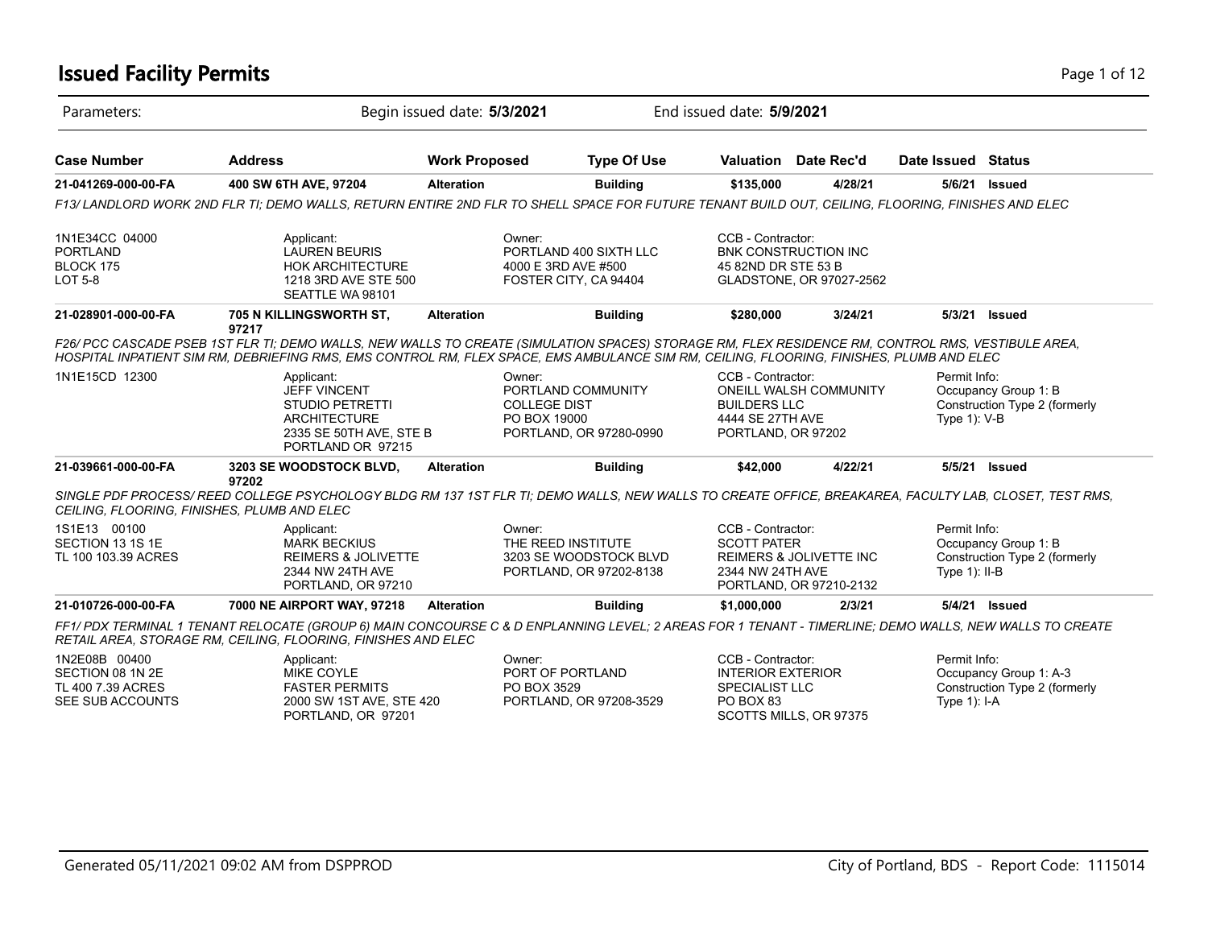# Issued Facility Permits

Parameters: Begin issued date: **5/3/2021** End issued date: **5/9/2021**

| Case Number | Address | Work Proposed | Type Of Use | Valuation | Date Rec'd | Date Issued | Status |
|---|---|---|---|---|---|---|---|
| **21-041269-000-00-FA** | **400 SW 6TH AVE, 97204** | **Alteration** | **Building** | **$135,000** | **4/28/21** | **5/6/21** | **Issued** |

*F13/ LANDLORD WORK 2ND FLR TI; DEMO WALLS, RETURN ENTIRE 2ND FLR TO SHELL SPACE FOR FUTURE TENANT BUILD OUT, CEILING, FLOORING, FINISHES AND ELEC*

1N1E34CC 04000
PORTLAND
BLOCK 175
LOT 5-8

Applicant:
LAUREN BEURIS
HOK ARCHITECTURE
1218 3RD AVE STE 500
SEATTLE WA 98101

Owner:
PORTLAND 400 SIXTH LLC
4000 E 3RD AVE #500
FOSTER CITY, CA 94404

CCB - Contractor:
BNK CONSTRUCTION INC
45 82ND DR STE 53 B
GLADSTONE, OR 97027-2562

| Case Number | Address | Work Proposed | Type Of Use | Valuation | Date Rec'd | Date Issued | Status |
|---|---|---|---|---|---|---|---|
| **21-028901-000-00-FA** | **705 N KILLINGSWORTH ST, 97217** | **Alteration** | **Building** | **$280,000** | **3/24/21** | **5/3/21** | **Issued** |

*F26/ PCC CASCADE PSEB 1ST FLR TI; DEMO WALLS, NEW WALLS TO CREATE (SIMULATION SPACES) STORAGE RM, FLEX RESIDENCE RM, CONTROL RMS, VESTIBULE AREA, HOSPITAL INPATIENT SIM RM, DEBRIEFING RMS, EMS CONTROL RM, FLEX SPACE, EMS AMBULANCE SIM RM, CEILING, FLOORING, FINISHES, PLUMB AND ELEC*

1N1E15CD 12300

Applicant:
JEFF VINCENT
STUDIO PETRETTI
ARCHITECTURE
2335 SE 50TH AVE, STE B
PORTLAND OR 97215

Owner:
PORTLAND COMMUNITY
COLLEGE DIST
PO BOX 19000
PORTLAND, OR 97280-0990

CCB - Contractor:
ONEILL WALSH COMMUNITY
BUILDERS LLC
4444 SE 27TH AVE
PORTLAND, OR 97202

Permit Info:
Occupancy Group 1: B
Construction Type 2 (formerly Type 1): V-B

| Case Number | Address | Work Proposed | Type Of Use | Valuation | Date Rec'd | Date Issued | Status |
|---|---|---|---|---|---|---|---|
| **21-039661-000-00-FA** | **3203 SE WOODSTOCK BLVD, 97202** | **Alteration** | **Building** | **$42,000** | **4/22/21** | **5/5/21** | **Issued** |

*SINGLE PDF PROCESS/ REED COLLEGE PSYCHOLOGY BLDG RM 137 1ST FLR TI; DEMO WALLS, NEW WALLS TO CREATE OFFICE, BREAKAREA, FACULTY LAB, CLOSET, TEST RMS, CEILING, FLOORING, FINISHES, PLUMB AND ELEC*

1S1E13 00100
SECTION 13 1S 1E
TL 100 103.39 ACRES

Applicant:
MARK BECKIUS
REIMERS & JOLIVETTE
2344 NW 24TH AVE
PORTLAND, OR 97210

Owner:
THE REED INSTITUTE
3203 SE WOODSTOCK BLVD
PORTLAND, OR 97202-8138

CCB - Contractor:
SCOTT PATER
REIMERS & JOLIVETTE INC
2344 NW 24TH AVE
PORTLAND, OR 97210-2132

Permit Info:
Occupancy Group 1: B
Construction Type 2 (formerly Type 1): II-B

| Case Number | Address | Work Proposed | Type Of Use | Valuation | Date Rec'd | Date Issued | Status |
|---|---|---|---|---|---|---|---|
| **21-010726-000-00-FA** | **7000 NE AIRPORT WAY, 97218** | **Alteration** | **Building** | **$1,000,000** | **2/3/21** | **5/4/21** | **Issued** |

*FF1/ PDX TERMINAL 1 TENANT RELOCATE (GROUP 6) MAIN CONCOURSE C & D ENPLANNING LEVEL; 2 AREAS FOR 1 TENANT - TIMERLINE; DEMO WALLS, NEW WALLS TO CREATE RETAIL AREA, STORAGE RM, CEILING, FLOORING, FINISHES AND ELEC*

1N2E08B 00400
SECTION 08 1N 2E
TL 400 7.39 ACRES
SEE SUB ACCOUNTS

Applicant:
MIKE COYLE
FASTER PERMITS
2000 SW 1ST AVE, STE 420
PORTLAND, OR 97201

Owner:
PORT OF PORTLAND
PO BOX 3529
PORTLAND, OR 97208-3529

CCB - Contractor:
INTERIOR EXTERIOR
SPECIALIST LLC
PO BOX 83
SCOTTS MILLS, OR 97375

Permit Info:
Occupancy Group 1: A-3
Construction Type 2 (formerly Type 1): I-A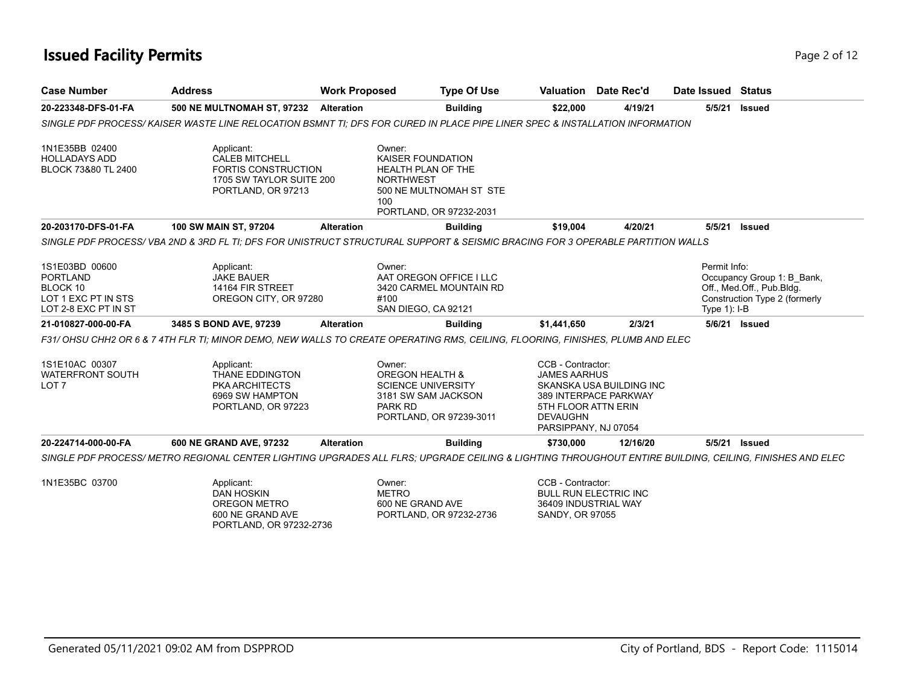# Issued Facility Permits

| Case Number | Address | Work Proposed | Type Of Use | Valuation | Date Rec'd | Date Issued | Status |
|---|---|---|---|---|---|---|---|
| **20-223348-DFS-01-FA** | **500 NE MULTNOMAH ST, 97232** | **Alteration** | **Building** | **$22,000** | **4/19/21** | **5/5/21** | **Issued** |

*SINGLE PDF PROCESS/ KAISER WASTE LINE RELOCATION BSMNT TI; DFS FOR CURED IN PLACE PIPE LINER SPEC & INSTALLATION INFORMATION*

1N1E35BB 02400
HOLLADAYS ADD
BLOCK 73&80 TL 2400

Applicant:
CALEB MITCHELL
FORTIS CONSTRUCTION
1705 SW TAYLOR SUITE 200
PORTLAND, OR 97213

Owner:
KAISER FOUNDATION
HEALTH PLAN OF THE
NORTHWEST
500 NE MULTNOMAH ST STE
100
PORTLAND, OR 97232-2031

| Case Number | Address | Work Proposed | Type Of Use | Valuation | Date Rec'd | Date Issued | Status |
|---|---|---|---|---|---|---|---|
| **20-203170-DFS-01-FA** | **100 SW MAIN ST, 97204** | **Alteration** | **Building** | **$19,004** | **4/20/21** | **5/5/21** | **Issued** |

*SINGLE PDF PROCESS/ VBA 2ND & 3RD FL TI; DFS FOR UNISTRUCT STRUCTURAL SUPPORT & SEISMIC BRACING FOR 3 OPERABLE PARTITION WALLS*

1S1E03BD 00600
PORTLAND
BLOCK 10
LOT 1 EXC PT IN STS
LOT 2-8 EXC PT IN ST

Applicant:
JAKE BAUER
14164 FIR STREET
OREGON CITY, OR 97280

Owner:
AAT OREGON OFFICE I LLC
3420 CARMEL MOUNTAIN RD
#100
SAN DIEGO, CA 92121

Permit Info:
Occupancy Group 1: B_Bank, Off., Med.Off., Pub.Bldg.
Construction Type 2 (formerly Type 1): I-B

| Case Number | Address | Work Proposed | Type Of Use | Valuation | Date Rec'd | Date Issued | Status |
|---|---|---|---|---|---|---|---|
| **21-010827-000-00-FA** | **3485 S BOND AVE, 97239** | **Alteration** | **Building** | **$1,441,650** | **2/3/21** | **5/6/21** | **Issued** |

*F31/ OHSU CHH2 OR 6 & 7 4TH FLR TI; MINOR DEMO, NEW WALLS TO CREATE OPERATING RMS, CEILING, FLOORING, FINISHES, PLUMB AND ELEC*

1S1E10AC 00307
WATERFRONT SOUTH
LOT 7

Applicant:
THANE EDDINGTON
PKA ARCHITECTS
6969 SW HAMPTON
PORTLAND, OR 97223

Owner:
OREGON HEALTH &
SCIENCE UNIVERSITY
3181 SW SAM JACKSON
PARK RD
PORTLAND, OR 97239-3011

CCB - Contractor:
JAMES AARHUS
SKANSKA USA BUILDING INC
389 INTERPACE PARKWAY
5TH FLOOR ATTN ERIN
DEVAUGHN
PARSIPPANY, NJ 07054

| Case Number | Address | Work Proposed | Type Of Use | Valuation | Date Rec'd | Date Issued | Status |
|---|---|---|---|---|---|---|---|
| **20-224714-000-00-FA** | **600 NE GRAND AVE, 97232** | **Alteration** | **Building** | **$730,000** | **12/16/20** | **5/5/21** | **Issued** |

*SINGLE PDF PROCESS/ METRO REGIONAL CENTER LIGHTING UPGRADES ALL FLRS; UPGRADE CEILING & LIGHTING THROUGHOUT ENTIRE BUILDING, CEILING, FINISHES AND ELEC*

1N1E35BC 03700

Applicant:
DAN HOSKIN
OREGON METRO
600 NE GRAND AVE
PORTLAND, OR 97232-2736

Owner:
METRO
600 NE GRAND AVE
PORTLAND, OR 97232-2736

CCB - Contractor:
BULL RUN ELECTRIC INC
36409 INDUSTRIAL WAY
SANDY, OR 97055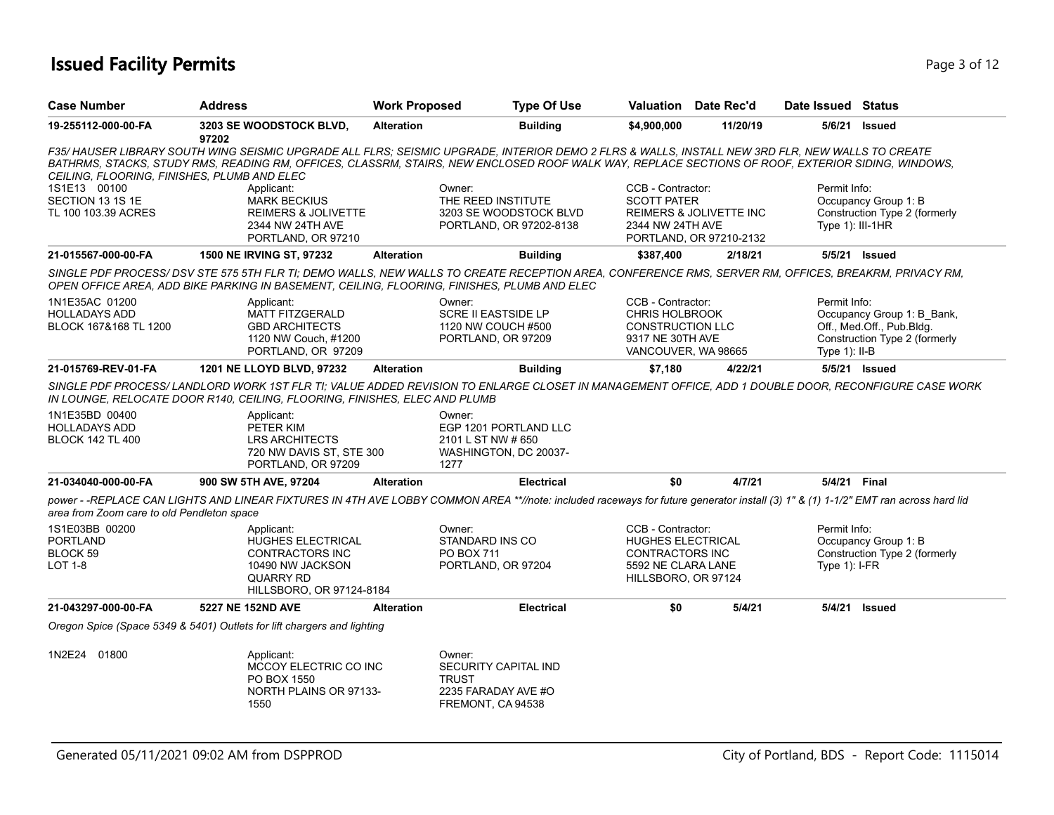# Issued Facility Permits

| Case Number | Address | Work Proposed | Type Of Use | Valuation | Date Rec'd | Date Issued | Status |
|---|---|---|---|---|---|---|---|
| 19-255112-000-00-FA | 3203 SE WOODSTOCK BLVD, 97202 | Alteration | Building | $4,900,000 | 11/20/19 | 5/6/21 | Issued |

*F35/ HAUSER LIBRARY SOUTH WING SEISMIC UPGRADE ALL FLRS; SEISMIC UPGRADE, INTERIOR DEMO 2 FLRS & WALLS, INSTALL NEW 3RD FLR, NEW WALLS TO CREATE BATHRMS, STACKS, STUDY RMS, READING RM, OFFICES, CLASSRM, STAIRS, NEW ENCLOSED ROOF WALK WAY, REPLACE SECTIONS OF ROOF, EXTERIOR SIDING, WINDOWS, CEILING, FLOORING, FINISHES, PLUMB AND ELEC*

1S1E13 00100
SECTION 13 1S 1E
TL 100 103.39 ACRES

Applicant:
MARK BECKIUS
REIMERS & JOLIVETTE
2344 NW 24TH AVE
PORTLAND, OR 97210

Owner:
THE REED INSTITUTE
3203 SE WOODSTOCK BLVD
PORTLAND, OR 97202-8138

CCB - Contractor:
SCOTT PATER
REIMERS & JOLIVETTE INC
2344 NW 24TH AVE
PORTLAND, OR 97210-2132

Permit Info:
Occupancy Group 1: B
Construction Type 2 (formerly Type 1): III-1HR

| Case Number | Address | Work Proposed | Type Of Use | Valuation | Date Rec'd | Date Issued | Status |
|---|---|---|---|---|---|---|---|
| 21-015567-000-00-FA | 1500 NE IRVING ST, 97232 | Alteration | Building | $387,400 | 2/18/21 | 5/5/21 | Issued |

*SINGLE PDF PROCESS/ DSV STE 575 5TH FLR TI; DEMO WALLS, NEW WALLS TO CREATE RECEPTION AREA, CONFERENCE RMS, SERVER RM, OFFICES, BREAKRM, PRIVACY RM, OPEN OFFICE AREA, ADD BIKE PARKING IN BASEMENT, CEILING, FLOORING, FINISHES, PLUMB AND ELEC*

1N1E35AC 01200
HOLLADAYS ADD
BLOCK 167&168 TL 1200

Applicant:
MATT FITZGERALD
GBD ARCHITECTS
1120 NW Couch, #1200
PORTLAND, OR 97209

Owner:
SCRE II EASTSIDE LP
1120 NW COUCH #500
PORTLAND, OR 97209

CCB - Contractor:
CHRIS HOLBROOK
CONSTRUCTION LLC
9317 NE 30TH AVE
VANCOUVER, WA 98665

Permit Info:
Occupancy Group 1: B_Bank, Off., Med.Off., Pub.Bldg.
Construction Type 2 (formerly Type 1): II-B

| Case Number | Address | Work Proposed | Type Of Use | Valuation | Date Rec'd | Date Issued | Status |
|---|---|---|---|---|---|---|---|
| 21-015769-REV-01-FA | 1201 NE LLOYD BLVD, 97232 | Alteration | Building | $7,180 | 4/22/21 | 5/5/21 | Issued |

*SINGLE PDF PROCESS/ LANDLORD WORK 1ST FLR TI; VALUE ADDED REVISION TO ENLARGE CLOSET IN MANAGEMENT OFFICE, ADD 1 DOUBLE DOOR, RECONFIGURE CASE WORK IN LOUNGE, RELOCATE DOOR R140, CEILING, FLOORING, FINISHES, ELEC AND PLUMB*

1N1E35BD 00400
HOLLADAYS ADD
BLOCK 142 TL 400

Applicant:
PETER KIM
LRS ARCHITECTS
720 NW DAVIS ST, STE 300
PORTLAND, OR 97209

Owner:
EGP 1201 PORTLAND LLC
2101 L ST NW # 650
WASHINGTON, DC 20037-1277

| Case Number | Address | Work Proposed | Type Of Use | Valuation | Date Rec'd | Date Issued | Status |
|---|---|---|---|---|---|---|---|
| 21-034040-000-00-FA | 900 SW 5TH AVE, 97204 | Alteration | Electrical | $0 | 4/7/21 | 5/4/21 | Final |

*power - -REPLACE CAN LIGHTS AND LINEAR FIXTURES IN 4TH AVE LOBBY COMMON AREA **//note: included raceways for future generator install (3) 1" & (1) 1-1/2" EMT ran across hard lid area from Zoom care to old Pendleton space*

1S1E03BB 00200
PORTLAND
BLOCK 59
LOT 1-8

Applicant:
HUGHES ELECTRICAL
CONTRACTORS INC
10490 NW JACKSON
QUARRY RD
HILLSBORO, OR 97124-8184

Owner:
STANDARD INS CO
PO BOX 711
PORTLAND, OR 97204

CCB - Contractor:
HUGHES ELECTRICAL
CONTRACTORS INC
5592 NE CLARA LANE
HILLSBORO, OR 97124

Permit Info:
Occupancy Group 1: B
Construction Type 2 (formerly Type 1): I-FR

| Case Number | Address | Work Proposed | Type Of Use | Valuation | Date Rec'd | Date Issued | Status |
|---|---|---|---|---|---|---|---|
| 21-043297-000-00-FA | 5227 NE 152ND AVE | Alteration | Electrical | $0 | 5/4/21 | 5/4/21 | Issued |

*Oregon Spice (Space 5349 & 5401) Outlets for lift chargers and lighting*

1N2E24 01800

Applicant:
MCCOY ELECTRIC CO INC
PO BOX 1550
NORTH PLAINS OR 97133-1550

Owner:
SECURITY CAPITAL IND
TRUST
2235 FARADAY AVE #O
FREMONT, CA 94538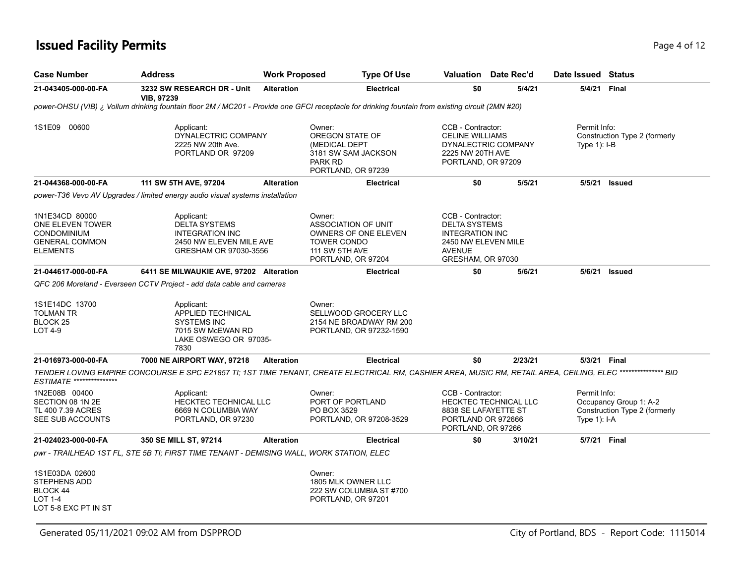# Issued Facility Permits

| Case Number | Address | Work Proposed | Type Of Use | Valuation | Date Rec'd | Date Issued | Status |
|---|---|---|---|---|---|---|---|
| 21-043405-000-00-FA | 3232 SW RESEARCH DR - Unit VIB, 97239 | Alteration | Electrical | $0 | 5/4/21 | 5/4/21 | Final |

power-OHSU (VIB) ¿ Vollum drinking fountain floor 2M / MC201 - Provide one GFCI receptacle for drinking fountain from existing circuit (2MN #20)

1S1E09 00600

Applicant:
DYNALECTRIC COMPANY
2225 NW 20th Ave.
PORTLAND OR 97209

Owner:
OREGON STATE OF
(MEDICAL DEPT
3181 SW SAM JACKSON
PARK RD
PORTLAND, OR 97239

CCB - Contractor:
CELINE WILLIAMS
DYNALECTRIC COMPANY
2225 NW 20TH AVE
PORTLAND, OR 97209

Permit Info:
Construction Type 2 (formerly Type 1): I-B

| Case Number | Address | Work Proposed | Type Of Use | Valuation | Date Rec'd | Date Issued | Status |
|---|---|---|---|---|---|---|---|
| 21-044368-000-00-FA | 111 SW 5TH AVE, 97204 | Alteration | Electrical | $0 | 5/5/21 | 5/5/21 | Issued |

power-T36 Vevo AV Upgrades / limited energy audio visual systems installation

1N1E34CD 80000
ONE ELEVEN TOWER
CONDOMINIUM
GENERAL COMMON
ELEMENTS

Applicant:
DELTA SYSTEMS
INTEGRATION INC
2450 NW ELEVEN MILE AVE
GRESHAM OR 97030-3556

Owner:
ASSOCIATION OF UNIT
OWNERS OF ONE ELEVEN
TOWER CONDO
111 SW 5TH AVE
PORTLAND, OR 97204

CCB - Contractor:
DELTA SYSTEMS
INTEGRATION INC
2450 NW ELEVEN MILE
AVENUE
GRESHAM, OR 97030

| Case Number | Address | Work Proposed | Type Of Use | Valuation | Date Rec'd | Date Issued | Status |
|---|---|---|---|---|---|---|---|
| 21-044617-000-00-FA | 6411 SE MILWAUKIE AVE, 97202 | Alteration | Electrical | $0 | 5/6/21 | 5/6/21 | Issued |

QFC 206 Moreland - Everseen CCTV Project - add data cable and cameras

1S1E14DC 13700
TOLMAN TR
BLOCK 25
LOT 4-9

Applicant:
APPLIED TECHNICAL
SYSTEMS INC
7015 SW McEWAN RD
LAKE OSWEGO OR 97035-7830

Owner:
SELLWOOD GROCERY LLC
2154 NE BROADWAY RM 200
PORTLAND, OR 97232-1590

| Case Number | Address | Work Proposed | Type Of Use | Valuation | Date Rec'd | Date Issued | Status |
|---|---|---|---|---|---|---|---|
| 21-016973-000-00-FA | 7000 NE AIRPORT WAY, 97218 | Alteration | Electrical | $0 | 2/23/21 | 5/3/21 | Final |

TENDER LOVING EMPIRE CONCOURSE E SPC E21857 TI; 1ST TIME TENANT, CREATE ELECTRICAL RM, CASHIER AREA, MUSIC RM, RETAIL AREA, CEILING, ELEC *************** BID ESTIMATE ***************

1N2E08B 00400
SECTION 08 1N 2E
TL 400 7.39 ACRES
SEE SUB ACCOUNTS

Applicant:
HECKTEC TECHNICAL LLC
6669 N COLUMBIA WAY
PORTLAND, OR 97230

Owner:
PORT OF PORTLAND
PO BOX 3529
PORTLAND, OR 97208-3529

CCB - Contractor:
HECKTEC TECHNICAL LLC
8838 SE LAFAYETTE ST
PORTLAND OR 972666
PORTLAND, OR 97266

Permit Info:
Occupancy Group 1: A-2
Construction Type 2 (formerly Type 1): I-A

| Case Number | Address | Work Proposed | Type Of Use | Valuation | Date Rec'd | Date Issued | Status |
|---|---|---|---|---|---|---|---|
| 21-024023-000-00-FA | 350 SE MILL ST, 97214 | Alteration | Electrical | $0 | 3/10/21 | 5/7/21 | Final |

pwr - TRAILHEAD 1ST FL, STE 5B TI; FIRST TIME TENANT - DEMISING WALL, WORK STATION, ELEC

1S1E03DA 02600
STEPHENS ADD
BLOCK 44
LOT 1-4
LOT 5-8 EXC PT IN ST

Owner:
1805 MLK OWNER LLC
222 SW COLUMBIA ST #700
PORTLAND, OR 97201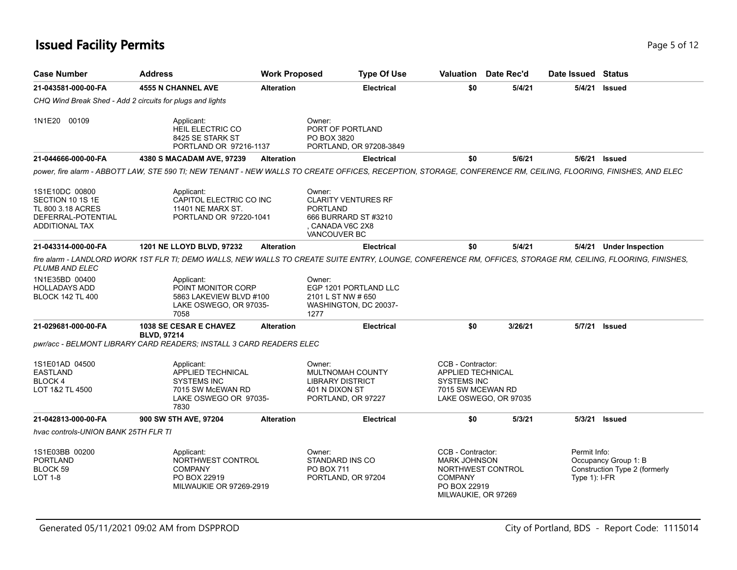## Issued Facility Permits

| Case Number | Address | Work Proposed | Type Of Use | Valuation | Date Rec'd | Date Issued | Status |
|---|---|---|---|---|---|---|---|
| 21-043581-000-00-FA | 4555 N CHANNEL AVE | Alteration | Electrical | $0 | 5/4/21 | 5/4/21 | Issued |

*CHQ Wind Break Shed - Add 2 circuits for plugs and lights*

1N1E20 00109

Applicant:
HEIL ELECTRIC CO
8425 SE STARK ST
PORTLAND OR 97216-1137

Owner:
PORT OF PORTLAND
PO BOX 3820
PORTLAND, OR 97208-3849

| Case Number | Address | Work Proposed | Type Of Use | Valuation | Date Rec'd | Date Issued | Status |
|---|---|---|---|---|---|---|---|
| 21-044666-000-00-FA | 4380 S MACADAM AVE, 97239 | Alteration | Electrical | $0 | 5/6/21 | 5/6/21 | Issued |

*power, fire alarm - ABBOTT LAW, STE 590 TI; NEW TENANT - NEW WALLS TO CREATE OFFICES, RECEPTION, STORAGE, CONFERENCE RM, CEILING, FLOORING, FINISHES, AND ELEC*

1S1E10DC 00800
SECTION 10 1S 1E
TL 800 3.18 ACRES
DEFERRAL-POTENTIAL
ADDITIONAL TAX

Applicant:
CAPITOL ELECTRIC CO INC
11401 NE MARX ST.
PORTLAND OR 97220-1041

Owner:
CLARITY VENTURES RF
PORTLAND
666 BURRARD ST #3210
, CANADA V6C 2X8
VANCOUVER BC

| Case Number | Address | Work Proposed | Type Of Use | Valuation | Date Rec'd | Date Issued | Status |
|---|---|---|---|---|---|---|---|
| 21-043314-000-00-FA | 1201 NE LLOYD BLVD, 97232 | Alteration | Electrical | $0 | 5/4/21 | 5/4/21 | Under Inspection |

*fire alarm - LANDLORD WORK 1ST FLR TI; DEMO WALLS, NEW WALLS TO CREATE SUITE ENTRY, LOUNGE, CONFERENCE RM, OFFICES, STORAGE RM, CEILING, FLOORING, FINISHES, PLUMB AND ELEC*

1N1E35BD 00400
HOLLADAYS ADD
BLOCK 142 TL 400

Applicant:
POINT MONITOR CORP
5863 LAKEVIEW BLVD #100
LAKE OSWEGO, OR 97035-7058

Owner:
EGP 1201 PORTLAND LLC
2101 L ST NW # 650
WASHINGTON, DC 20037-1277

| Case Number | Address | Work Proposed | Type Of Use | Valuation | Date Rec'd | Date Issued | Status |
|---|---|---|---|---|---|---|---|
| 21-029681-000-00-FA | 1038 SE CESAR E CHAVEZ BLVD, 97214 | Alteration | Electrical | $0 | 3/26/21 | 5/7/21 | Issued |

*pwr/acc - BELMONT LIBRARY CARD READERS; INSTALL 3 CARD READERS ELEC*

1S1E01AD 04500
EASTLAND
BLOCK 4
LOT 1&2 TL 4500

Applicant:
APPLIED TECHNICAL
SYSTEMS INC
7015 SW McEWAN RD
LAKE OSWEGO OR 97035-7830

Owner:
MULTNOMAH COUNTY
LIBRARY DISTRICT
401 N DIXON ST
PORTLAND, OR 97227

CCB - Contractor:
APPLIED TECHNICAL
SYSTEMS INC
7015 SW MCEWAN RD
LAKE OSWEGO, OR 97035

| Case Number | Address | Work Proposed | Type Of Use | Valuation | Date Rec'd | Date Issued | Status |
|---|---|---|---|---|---|---|---|
| 21-042813-000-00-FA | 900 SW 5TH AVE, 97204 | Alteration | Electrical | $0 | 5/3/21 | 5/3/21 | Issued |

*hvac controls-UNION BANK 25TH FLR TI*

1S1E03BB 00200
PORTLAND
BLOCK 59
LOT 1-8

Applicant:
NORTHWEST CONTROL
COMPANY
PO BOX 22919
MILWAUKIE OR 97269-2919

Owner:
STANDARD INS CO
PO BOX 711
PORTLAND, OR 97204

CCB - Contractor:
MARK JOHNSON
NORTHWEST CONTROL
COMPANY
PO BOX 22919
MILWAUKIE, OR 97269

Permit Info:
Occupancy Group 1: B
Construction Type 2 (formerly Type 1): I-FR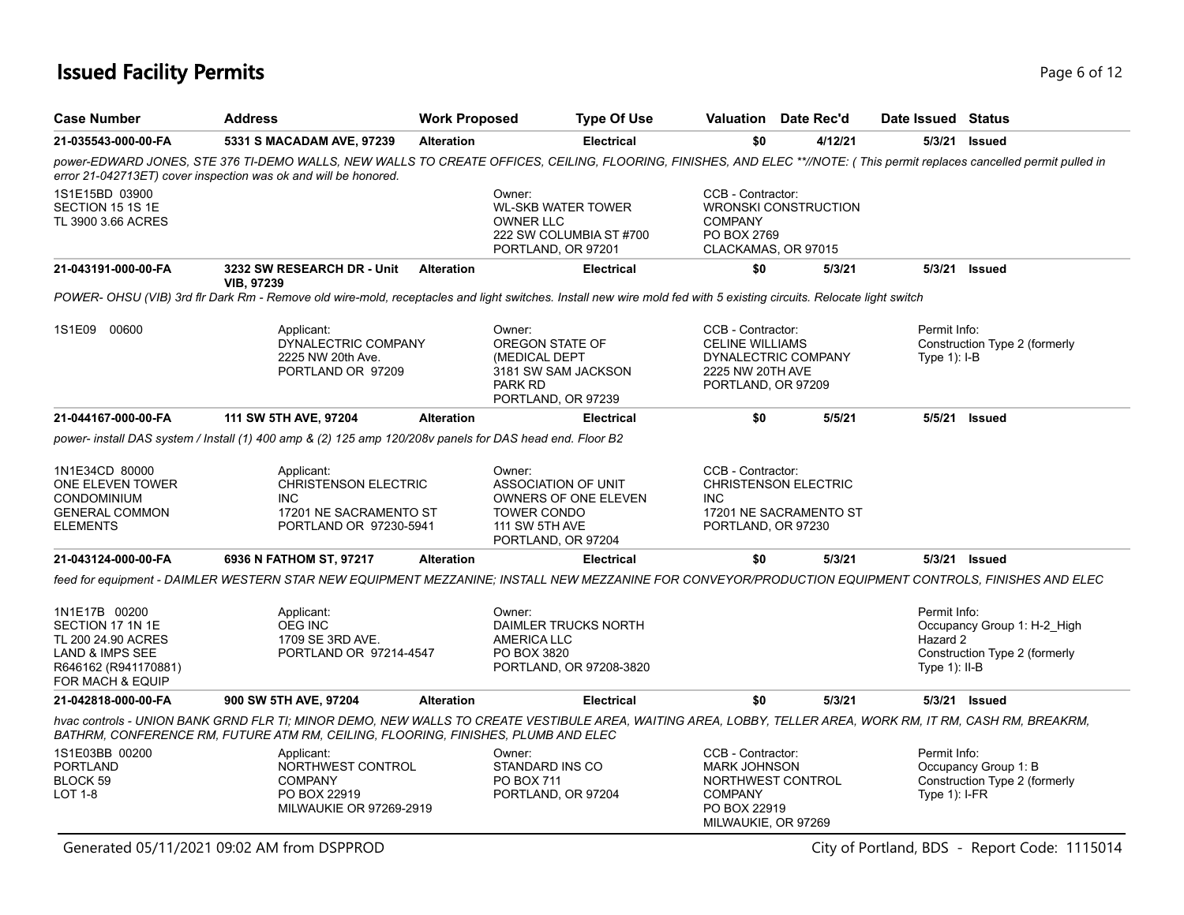# Issued Facility Permits

| Case Number | Address | Work Proposed | Type Of Use | Valuation | Date Rec'd | Date Issued | Status |
|---|---|---|---|---|---|---|---|
| 21-035543-000-00-FA | 5331 S MACADAM AVE, 97239 | Alteration | Electrical | $0 | 4/12/21 | 5/3/21 | Issued |

power-EDWARD JONES, STE 376 TI-DEMO WALLS, NEW WALLS TO CREATE OFFICES, CEILING, FLOORING, FINISHES, AND ELEC **//NOTE: ( This permit replaces cancelled permit pulled in error 21-042713ET) cover inspection was ok and will be honored.

1S1E15BD 03900
SECTION 15 1S 1E
TL 3900 3.66 ACRES

Owner:
WL-SKB WATER TOWER OWNER LLC
222 SW COLUMBIA ST #700
PORTLAND, OR 97201

CCB - Contractor:
WRONSKI CONSTRUCTION COMPANY
PO BOX 2769
CLACKAMAS, OR 97015

| Case Number | Address | Work Proposed | Type Of Use | Valuation | Date Rec'd | Date Issued | Status |
|---|---|---|---|---|---|---|---|
| 21-043191-000-00-FA | 3232 SW RESEARCH DR - Unit VIB, 97239 | Alteration | Electrical | $0 | 5/3/21 | 5/3/21 | Issued |

POWER- OHSU (VIB) 3rd flr Dark Rm - Remove old wire-mold, receptacles and light switches. Install new wire mold fed with 5 existing circuits. Relocate light switch

1S1E09 00600

Applicant:
DYNALECTRIC COMPANY
2225 NW 20th Ave.
PORTLAND OR 97209

Owner:
OREGON STATE OF (MEDICAL DEPT
3181 SW SAM JACKSON PARK RD
PORTLAND, OR 97239

CCB - Contractor:
CELINE WILLIAMS
DYNALECTRIC COMPANY
2225 NW 20TH AVE
PORTLAND, OR 97209

Permit Info:
Construction Type 2 (formerly Type 1): I-B

| Case Number | Address | Work Proposed | Type Of Use | Valuation | Date Rec'd | Date Issued | Status |
|---|---|---|---|---|---|---|---|
| 21-044167-000-00-FA | 111 SW 5TH AVE, 97204 | Alteration | Electrical | $0 | 5/5/21 | 5/5/21 | Issued |

power- install DAS system / Install (1) 400 amp & (2) 125 amp 120/208v panels for DAS head end. Floor B2

1N1E34CD 80000
ONE ELEVEN TOWER CONDOMINIUM
GENERAL COMMON ELEMENTS

Applicant:
CHRISTENSON ELECTRIC INC
17201 NE SACRAMENTO ST
PORTLAND OR 97230-5941

Owner:
ASSOCIATION OF UNIT OWNERS OF ONE ELEVEN TOWER CONDO
111 SW 5TH AVE
PORTLAND, OR 97204

CCB - Contractor:
CHRISTENSON ELECTRIC INC
17201 NE SACRAMENTO ST
PORTLAND, OR 97230

| Case Number | Address | Work Proposed | Type Of Use | Valuation | Date Rec'd | Date Issued | Status |
|---|---|---|---|---|---|---|---|
| 21-043124-000-00-FA | 6936 N FATHOM ST, 97217 | Alteration | Electrical | $0 | 5/3/21 | 5/3/21 | Issued |

feed for equipment - DAIMLER WESTERN STAR NEW EQUIPMENT MEZZANINE; INSTALL NEW MEZZANINE FOR CONVEYOR/PRODUCTION EQUIPMENT CONTROLS, FINISHES AND ELEC

1N1E17B 00200
SECTION 17 1N 1E
TL 200 24.90 ACRES
LAND & IMPS SEE R646162 (R941170881) FOR MACH & EQUIP

Applicant:
OEG INC
1709 SE 3RD AVE.
PORTLAND OR 97214-4547

Owner:
DAIMLER TRUCKS NORTH AMERICA LLC
PO BOX 3820
PORTLAND, OR 97208-3820

Permit Info:
Occupancy Group 1: H-2_High Hazard 2
Construction Type 2 (formerly Type 1): II-B

| Case Number | Address | Work Proposed | Type Of Use | Valuation | Date Rec'd | Date Issued | Status |
|---|---|---|---|---|---|---|---|
| 21-042818-000-00-FA | 900 SW 5TH AVE, 97204 | Alteration | Electrical | $0 | 5/3/21 | 5/3/21 | Issued |

hvac controls - UNION BANK GRND FLR TI; MINOR DEMO, NEW WALLS TO CREATE VESTIBULE AREA, WAITING AREA, LOBBY, TELLER AREA, WORK RM, IT RM, CASH RM, BREAKRM, BATHRM, CONFERENCE RM, FUTURE ATM RM, CEILING, FLOORING, FINISHES, PLUMB AND ELEC

1S1E03BB 00200
PORTLAND
BLOCK 59
LOT 1-8

Applicant:
NORTHWEST CONTROL COMPANY
PO BOX 22919
MILWAUKIE OR 97269-2919

Owner:
STANDARD INS CO
PO BOX 711
PORTLAND, OR 97204

CCB - Contractor:
MARK JOHNSON
NORTHWEST CONTROL COMPANY
PO BOX 22919
MILWAUKIE, OR 97269

Permit Info:
Occupancy Group 1: B
Construction Type 2 (formerly Type 1): I-FR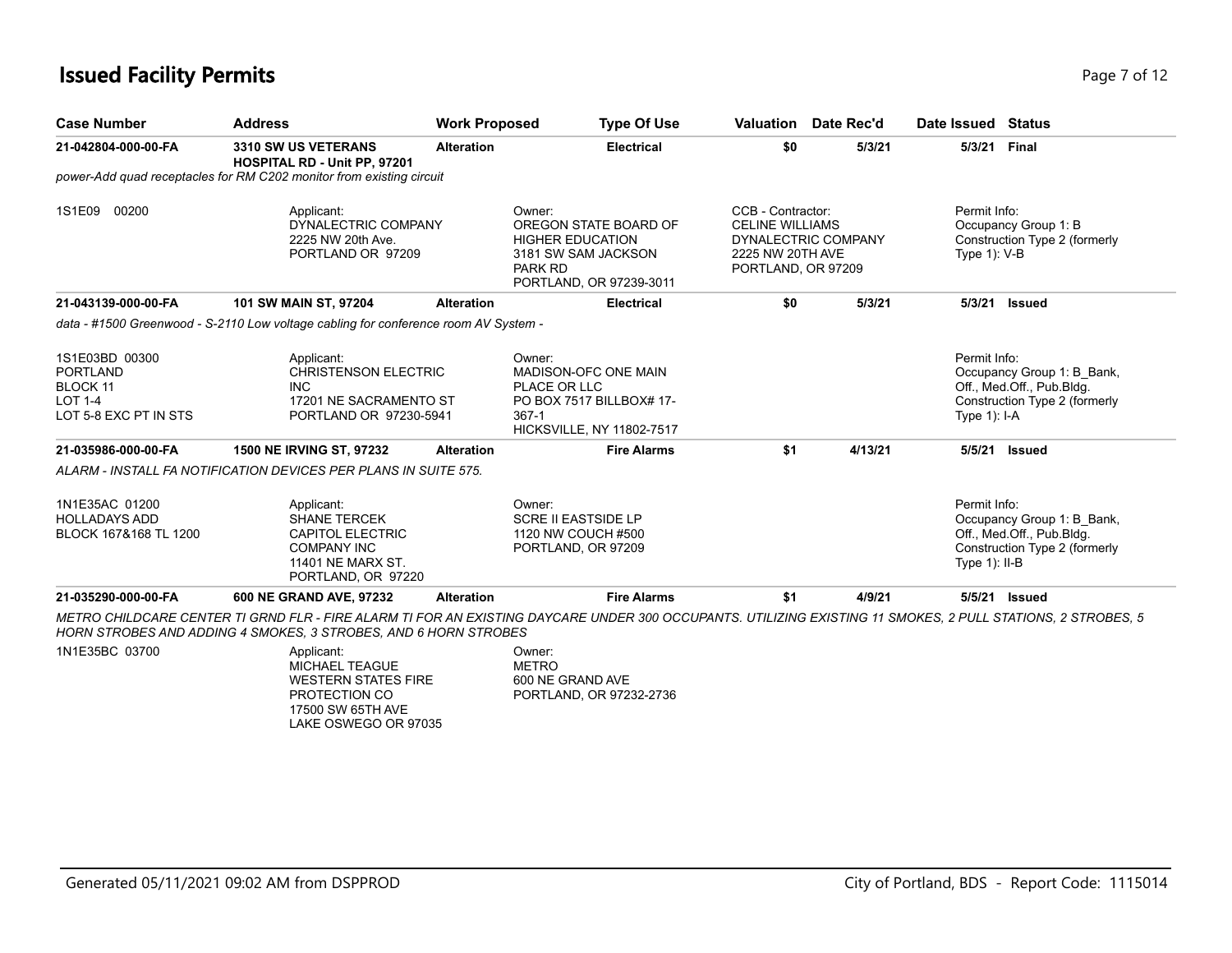# Issued Facility Permits

| Case Number | Address | Work Proposed | Type Of Use | Valuation | Date Rec'd | Date Issued | Status |
|---|---|---|---|---|---|---|---|
| 21-042804-000-00-FA | 3310 SW US VETERANS HOSPITAL RD - Unit PP, 97201 | Alteration | Electrical | $0 | 5/3/21 | 5/3/21 | Final |

*power-Add quad receptacles for RM C202 monitor from existing circuit*

1S1E09 00200

Applicant:
DYNALECTRIC COMPANY
2225 NW 20th Ave.
PORTLAND OR 97209

Owner:
OREGON STATE BOARD OF HIGHER EDUCATION
3181 SW SAM JACKSON PARK RD
PORTLAND, OR 97239-3011

CCB - Contractor:
CELINE WILLIAMS
DYNALECTRIC COMPANY
2225 NW 20TH AVE
PORTLAND, OR 97209

Permit Info:
Occupancy Group 1: B
Construction Type 2 (formerly Type 1): V-B

| Case Number | Address | Work Proposed | Type Of Use | Valuation | Date Rec'd | Date Issued | Status |
|---|---|---|---|---|---|---|---|
| 21-043139-000-00-FA | 101 SW MAIN ST, 97204 | Alteration | Electrical | $0 | 5/3/21 | 5/3/21 | Issued |

*data - #1500 Greenwood - S-2110 Low voltage cabling for conference room AV System -*

1S1E03BD 00300
PORTLAND
BLOCK 11
LOT 1-4
LOT 5-8 EXC PT IN STS

Applicant:
CHRISTENSON ELECTRIC INC
17201 NE SACRAMENTO ST
PORTLAND OR 97230-5941

Owner:
MADISON-OFC ONE MAIN PLACE OR LLC
PO BOX 7517 BILLBOX# 17-367-1
HICKSVILLE, NY 11802-7517

Permit Info:
Occupancy Group 1: B_Bank, Off., Med.Off., Pub.Bldg.
Construction Type 2 (formerly Type 1): I-A

| Case Number | Address | Work Proposed | Type Of Use | Valuation | Date Rec'd | Date Issued | Status |
|---|---|---|---|---|---|---|---|
| 21-035986-000-00-FA | 1500 NE IRVING ST, 97232 | Alteration | Fire Alarms | $1 | 4/13/21 | 5/5/21 | Issued |

*ALARM - INSTALL FA NOTIFICATION DEVICES PER PLANS IN SUITE 575.*

1N1E35AC 01200
HOLLADAYS ADD
BLOCK 167&168 TL 1200

Applicant:
SHANE TERCEK
CAPITOL ELECTRIC COMPANY INC
11401 NE MARX ST.
PORTLAND, OR 97220

Owner:
SCRE II EASTSIDE LP
1120 NW COUCH #500
PORTLAND, OR 97209

Permit Info:
Occupancy Group 1: B_Bank, Off., Med.Off., Pub.Bldg.
Construction Type 2 (formerly Type 1): II-B

| Case Number | Address | Work Proposed | Type Of Use | Valuation | Date Rec'd | Date Issued | Status |
|---|---|---|---|---|---|---|---|
| 21-035290-000-00-FA | 600 NE GRAND AVE, 97232 | Alteration | Fire Alarms | $1 | 4/9/21 | 5/5/21 | Issued |

*METRO CHILDCARE CENTER TI GRND FLR - FIRE ALARM TI FOR AN EXISTING DAYCARE UNDER 300 OCCUPANTS. UTILIZING EXISTING 11 SMOKES, 2 PULL STATIONS, 2 STROBES, 5 HORN STROBES AND ADDING 4 SMOKES, 3 STROBES, AND 6 HORN STROBES*

1N1E35BC 03700

Applicant:
MICHAEL TEAGUE
WESTERN STATES FIRE PROTECTION CO
17500 SW 65TH AVE
LAKE OSWEGO OR 97035

Owner:
METRO
600 NE GRAND AVE
PORTLAND, OR 97232-2736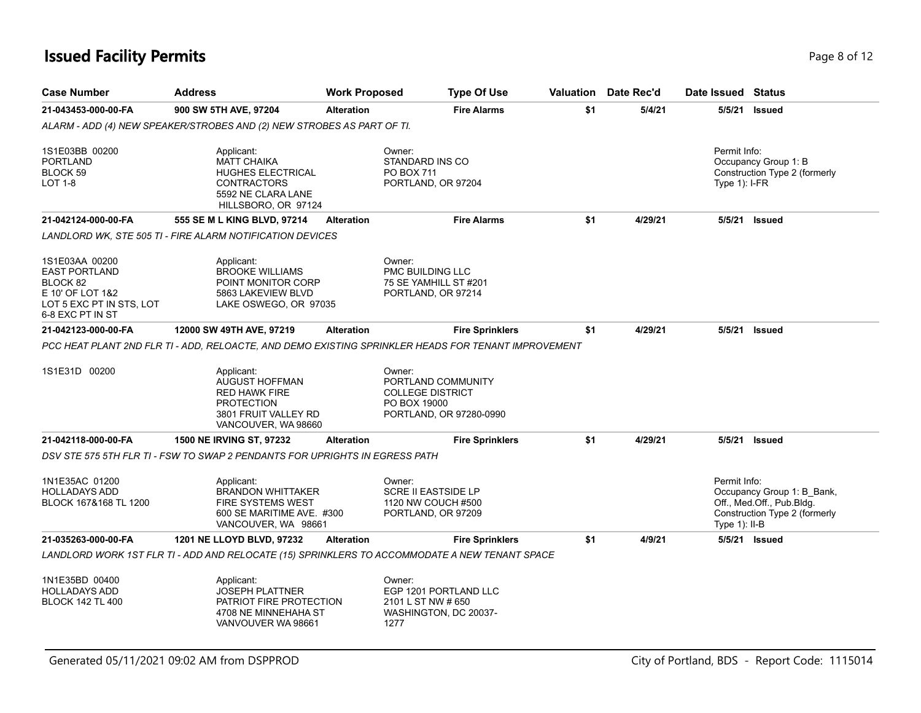# Issued Facility Permits

| Case Number | Address | Work Proposed | Type Of Use | Valuation | Date Rec'd | Date Issued | Status |
|---|---|---|---|---|---|---|---|
| **21-043453-000-00-FA** | **900 SW 5TH AVE, 97204** | **Alteration** | **Fire Alarms** | **$1** | **5/4/21** | **5/5/21** | **Issued** |

*ALARM - ADD (4) NEW SPEAKER/STROBES AND (2) NEW STROBES AS PART OF TI.*

1S1E03BB 00200
PORTLAND
BLOCK 59
LOT 1-8

Applicant:
MATT CHAIKA
HUGHES ELECTRICAL CONTRACTORS
5592 NE CLARA LANE
HILLSBORO, OR 97124

Owner:
STANDARD INS CO
PO BOX 711
PORTLAND, OR 97204

Permit Info:
Occupancy Group 1: B
Construction Type 2 (formerly Type 1): I-FR

| Case Number | Address | Work Proposed | Type Of Use | Valuation | Date Rec'd | Date Issued | Status |
|---|---|---|---|---|---|---|---|
| **21-042124-000-00-FA** | **555 SE M L KING BLVD, 97214** | **Alteration** | **Fire Alarms** | **$1** | **4/29/21** | **5/5/21** | **Issued** |

*LANDLORD WK, STE 505 TI - FIRE ALARM NOTIFICATION DEVICES*

1S1E03AA 00200
EAST PORTLAND
BLOCK 82
E 10' OF LOT 1&2
LOT 5 EXC PT IN STS, LOT 6-8 EXC PT IN ST

Applicant:
BROOKE WILLIAMS
POINT MONITOR CORP
5863 LAKEVIEW BLVD
LAKE OSWEGO, OR 97035

Owner:
PMC BUILDING LLC
75 SE YAMHILL ST #201
PORTLAND, OR 97214

| Case Number | Address | Work Proposed | Type Of Use | Valuation | Date Rec'd | Date Issued | Status |
|---|---|---|---|---|---|---|---|
| **21-042123-000-00-FA** | **12000 SW 49TH AVE, 97219** | **Alteration** | **Fire Sprinklers** | **$1** | **4/29/21** | **5/5/21** | **Issued** |

*PCC HEAT PLANT 2ND FLR TI - ADD, RELOACTE, AND DEMO EXISTING SPRINKLER HEADS FOR TENANT IMPROVEMENT*

1S1E31D 00200

Applicant:
AUGUST HOFFMAN
RED HAWK FIRE PROTECTION
3801 FRUIT VALLEY RD
VANCOUVER, WA 98660

Owner:
PORTLAND COMMUNITY COLLEGE DISTRICT
PO BOX 19000
PORTLAND, OR 97280-0990

| Case Number | Address | Work Proposed | Type Of Use | Valuation | Date Rec'd | Date Issued | Status |
|---|---|---|---|---|---|---|---|
| **21-042118-000-00-FA** | **1500 NE IRVING ST, 97232** | **Alteration** | **Fire Sprinklers** | **$1** | **4/29/21** | **5/5/21** | **Issued** |

*DSV STE 575 5TH FLR TI - FSW TO SWAP 2 PENDANTS FOR UPRIGHTS IN EGRESS PATH*

1N1E35AC 01200
HOLLADAYS ADD
BLOCK 167&168 TL 1200

Applicant:
BRANDON WHITTAKER
FIRE SYSTEMS WEST
600 SE MARITIME AVE. #300
VANCOUVER, WA 98661

Owner:
SCRE II EASTSIDE LP
1120 NW COUCH #500
PORTLAND, OR 97209

Permit Info:
Occupancy Group 1: B_Bank, Off., Med.Off., Pub.Bldg.
Construction Type 2 (formerly Type 1): II-B

| Case Number | Address | Work Proposed | Type Of Use | Valuation | Date Rec'd | Date Issued | Status |
|---|---|---|---|---|---|---|---|
| **21-035263-000-00-FA** | **1201 NE LLOYD BLVD, 97232** | **Alteration** | **Fire Sprinklers** | **$1** | **4/9/21** | **5/5/21** | **Issued** |

*LANDLORD WORK 1ST FLR TI - ADD AND RELOCATE (15) SPRINKLERS TO ACCOMMODATE A NEW TENANT SPACE*

1N1E35BD 00400
HOLLADAYS ADD
BLOCK 142 TL 400

Applicant:
JOSEPH PLATTNER
PATRIOT FIRE PROTECTION
4708 NE MINNEHAHA ST
VANVOUVER WA 98661

Owner:
EGP 1201 PORTLAND LLC
2101 L ST NW # 650
WASHINGTON, DC 20037-1277

Generated 05/11/2021 09:02 AM from DSPPROD

City of Portland, BDS - Report Code: 1115014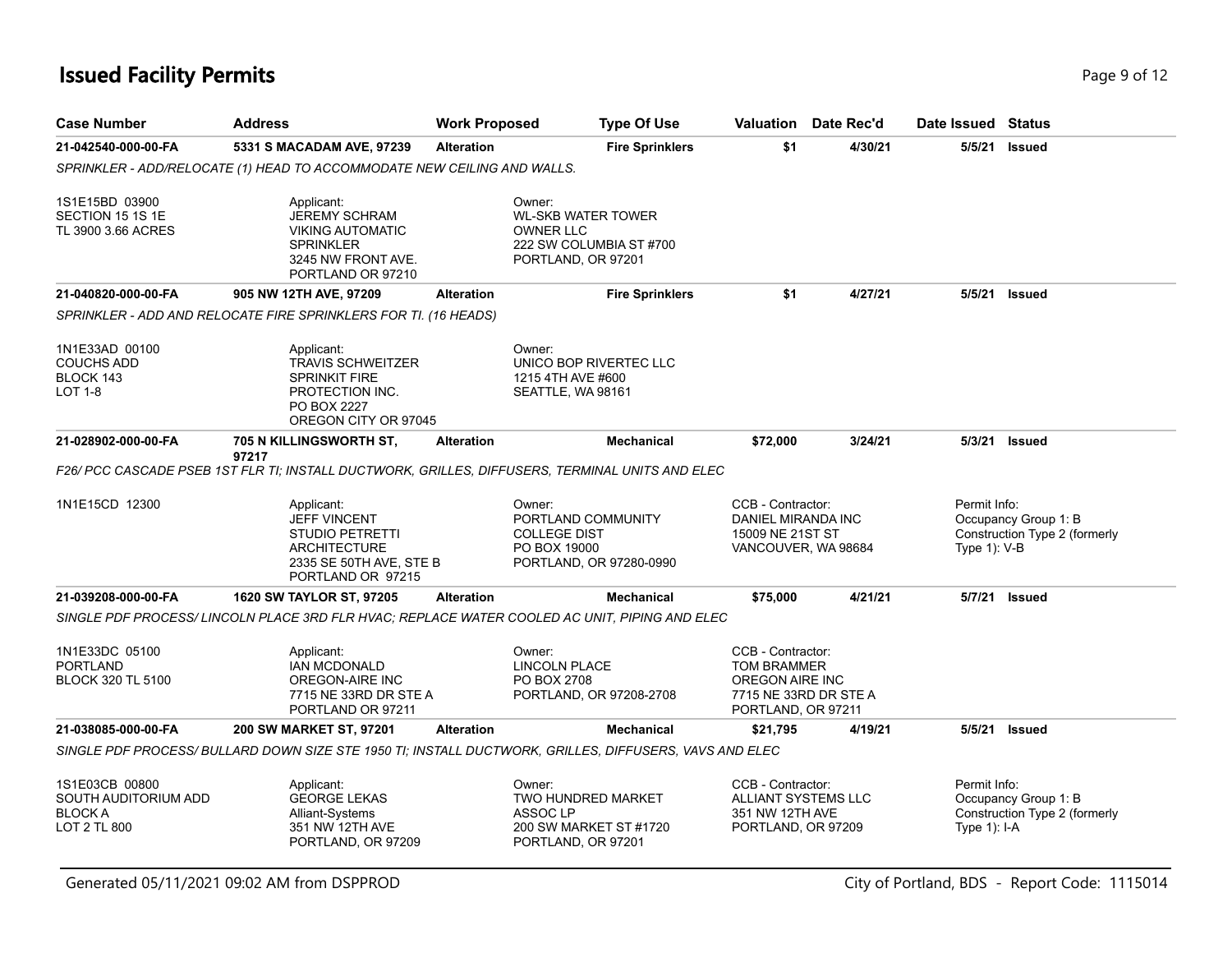# Issued Facility Permits

| Case Number | Address | Work Proposed | Type Of Use | Valuation | Date Rec'd | Date Issued | Status |
|---|---|---|---|---|---|---|---|
| 21-042540-000-00-FA | 5331 S MACADAM AVE, 97239 | Alteration | Fire Sprinklers | $1 | 4/30/21 | 5/5/21 | Issued |

*SPRINKLER - ADD/RELOCATE (1) HEAD TO ACCOMMODATE NEW CEILING AND WALLS.*

1S1E15BD 03900
SECTION 15 1S 1E
TL 3900 3.66 ACRES

Applicant:
JEREMY SCHRAM
VIKING AUTOMATIC
SPRINKLER
3245 NW FRONT AVE.
PORTLAND OR 97210

Owner:
WL-SKB WATER TOWER
OWNER LLC
222 SW COLUMBIA ST #700
PORTLAND, OR 97201

| Case Number | Address | Work Proposed | Type Of Use | Valuation | Date Rec'd | Date Issued | Status |
|---|---|---|---|---|---|---|---|
| 21-040820-000-00-FA | 905 NW 12TH AVE, 97209 | Alteration | Fire Sprinklers | $1 | 4/27/21 | 5/5/21 | Issued |

*SPRINKLER - ADD AND RELOCATE FIRE SPRINKLERS FOR TI. (16 HEADS)*

1N1E33AD 00100
COUCHS ADD
BLOCK 143
LOT 1-8

Applicant:
TRAVIS SCHWEITZER
SPRINKIT FIRE
PROTECTION INC.
PO BOX 2227
OREGON CITY OR 97045

Owner:
UNICO BOP RIVERTEC LLC
1215 4TH AVE #600
SEATTLE, WA 98161

| Case Number | Address | Work Proposed | Type Of Use | Valuation | Date Rec'd | Date Issued | Status |
|---|---|---|---|---|---|---|---|
| 21-028902-000-00-FA | 705 N KILLINGSWORTH ST, 97217 | Alteration | Mechanical | $72,000 | 3/24/21 | 5/3/21 | Issued |

*F26/ PCC CASCADE PSEB 1ST FLR TI; INSTALL DUCTWORK, GRILLES, DIFFUSERS, TERMINAL UNITS AND ELEC*

1N1E15CD 12300

Applicant:
JEFF VINCENT
STUDIO PETRETTI
ARCHITECTURE
2335 SE 50TH AVE, STE B
PORTLAND OR 97215

Owner:
PORTLAND COMMUNITY
COLLEGE DIST
PO BOX 19000
PORTLAND, OR 97280-0990

CCB - Contractor:
DANIEL MIRANDA INC
15009 NE 21ST ST
VANCOUVER, WA 98684

Permit Info:
Occupancy Group 1: B
Construction Type 2 (formerly Type 1): V-B

| Case Number | Address | Work Proposed | Type Of Use | Valuation | Date Rec'd | Date Issued | Status |
|---|---|---|---|---|---|---|---|
| 21-039208-000-00-FA | 1620 SW TAYLOR ST, 97205 | Alteration | Mechanical | $75,000 | 4/21/21 | 5/7/21 | Issued |

*SINGLE PDF PROCESS/ LINCOLN PLACE 3RD FLR HVAC; REPLACE WATER COOLED AC UNIT, PIPING AND ELEC*

1N1E33DC 05100
PORTLAND
BLOCK 320 TL 5100

Applicant:
IAN MCDONALD
OREGON-AIRE INC
7715 NE 33RD DR STE A
PORTLAND OR 97211

Owner:
LINCOLN PLACE
PO BOX 2708
PORTLAND, OR 97208-2708

CCB - Contractor:
TOM BRAMMER
OREGON AIRE INC
7715 NE 33RD DR STE A
PORTLAND, OR 97211

| Case Number | Address | Work Proposed | Type Of Use | Valuation | Date Rec'd | Date Issued | Status |
|---|---|---|---|---|---|---|---|
| 21-038085-000-00-FA | 200 SW MARKET ST, 97201 | Alteration | Mechanical | $21,795 | 4/19/21 | 5/5/21 | Issued |

*SINGLE PDF PROCESS/ BULLARD DOWN SIZE STE 1950 TI; INSTALL DUCTWORK, GRILLES, DIFFUSERS, VAVS AND ELEC*

1S1E03CB 00800
SOUTH AUDITORIUM ADD
BLOCK A
LOT 2 TL 800

Applicant:
GEORGE LEKAS
Alliant-Systems
351 NW 12TH AVE
PORTLAND, OR 97209

Owner:
TWO HUNDRED MARKET
ASSOC LP
200 SW MARKET ST #1720
PORTLAND, OR 97201

CCB - Contractor:
ALLIANT SYSTEMS LLC
351 NW 12TH AVE
PORTLAND, OR 97209

Permit Info:
Occupancy Group 1: B
Construction Type 2 (formerly Type 1): I-A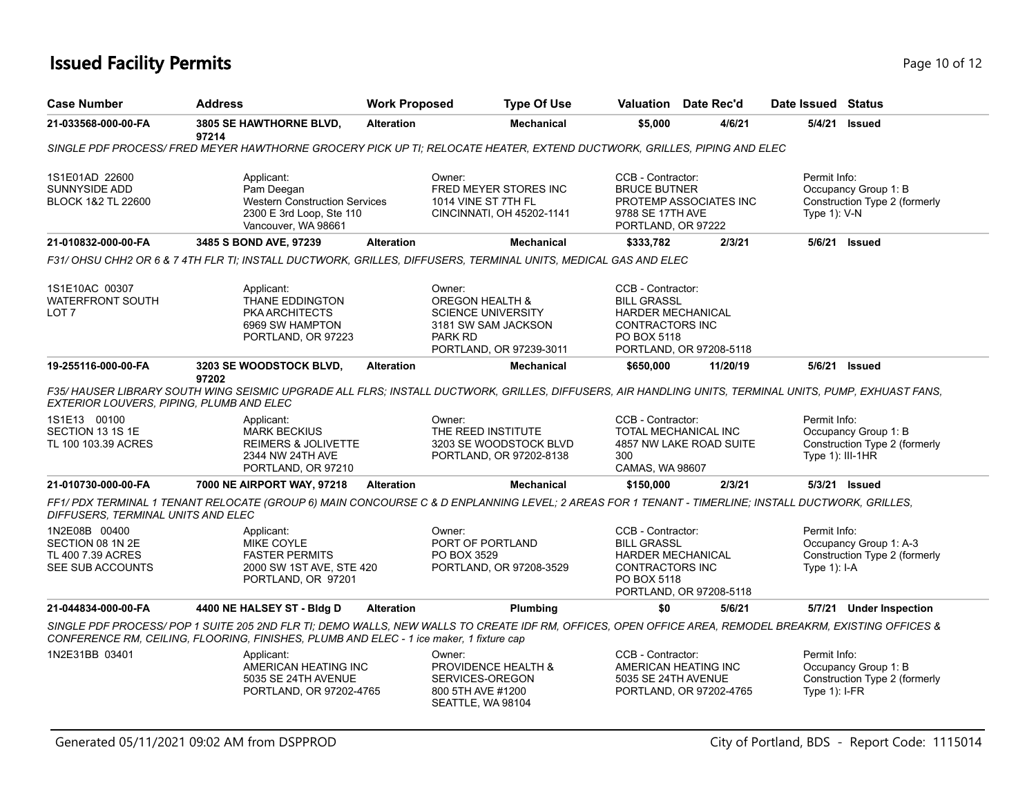# Issued Facility Permits

| Case Number | Address | Work Proposed | Type Of Use | Valuation | Date Rec'd | Date Issued | Status |
|---|---|---|---|---|---|---|---|
| 21-033568-000-00-FA | 3805 SE HAWTHORNE BLVD, 97214 | Alteration | Mechanical | $5,000 | 4/6/21 | 5/4/21 | Issued |

*SINGLE PDF PROCESS/ FRED MEYER HAWTHORNE GROCERY PICK UP TI; RELOCATE HEATER, EXTEND DUCTWORK, GRILLES, PIPING AND ELEC*

1S1E01AD 22600
SUNNYSIDE ADD
BLOCK 1&2 TL 22600

Applicant:
Pam Deegan
Western Construction Services
2300 E 3rd Loop, Ste 110
Vancouver, WA 98661

Owner:
FRED MEYER STORES INC
1014 VINE ST 7TH FL
CINCINNATI, OH 45202-1141

CCB - Contractor:
BRUCE BUTNER
PROTEMP ASSOCIATES INC
9788 SE 17TH AVE
PORTLAND, OR 97222

Permit Info:
Occupancy Group 1: B
Construction Type 2 (formerly Type 1): V-N

| Case Number | Address | Work Proposed | Type Of Use | Valuation | Date Rec'd | Date Issued | Status |
|---|---|---|---|---|---|---|---|
| 21-010832-000-00-FA | 3485 S BOND AVE, 97239 | Alteration | Mechanical | $333,782 | 2/3/21 | 5/6/21 | Issued |

*F31/ OHSU CHH2 OR 6 & 7 4TH FLR TI; INSTALL DUCTWORK, GRILLES, DIFFUSERS, TERMINAL UNITS, MEDICAL GAS AND ELEC*

1S1E10AC 00307
WATERFRONT SOUTH
LOT 7

Applicant:
THANE EDDINGTON
PKA ARCHITECTS
6969 SW HAMPTON
PORTLAND, OR 97223

Owner:
OREGON HEALTH &
SCIENCE UNIVERSITY
3181 SW SAM JACKSON
PARK RD
PORTLAND, OR 97239-3011

CCB - Contractor:
BILL GRASSL
HARDER MECHANICAL
CONTRACTORS INC
PO BOX 5118
PORTLAND, OR 97208-5118

| Case Number | Address | Work Proposed | Type Of Use | Valuation | Date Rec'd | Date Issued | Status |
|---|---|---|---|---|---|---|---|
| 19-255116-000-00-FA | 3203 SE WOODSTOCK BLVD, 97202 | Alteration | Mechanical | $650,000 | 11/20/19 | 5/6/21 | Issued |

*F35/ HAUSER LIBRARY SOUTH WING SEISMIC UPGRADE ALL FLRS; INSTALL DUCTWORK, GRILLES, DIFFUSERS, AIR HANDLING UNITS, TERMINAL UNITS, PUMP, EXHUAST FANS, EXTERIOR LOUVERS, PIPING, PLUMB AND ELEC*

1S1E13 00100
SECTION 13 1S 1E
TL 100 103.39 ACRES

Applicant:
MARK BECKIUS
REIMERS & JOLIVETTE
2344 NW 24TH AVE
PORTLAND, OR 97210

Owner:
THE REED INSTITUTE
3203 SE WOODSTOCK BLVD
PORTLAND, OR 97202-8138

CCB - Contractor:
TOTAL MECHANICAL INC
4857 NW LAKE ROAD SUITE 300
CAMAS, WA 98607

Permit Info:
Occupancy Group 1: B
Construction Type 2 (formerly Type 1): III-1HR

| Case Number | Address | Work Proposed | Type Of Use | Valuation | Date Rec'd | Date Issued | Status |
|---|---|---|---|---|---|---|---|
| 21-010730-000-00-FA | 7000 NE AIRPORT WAY, 97218 | Alteration | Mechanical | $150,000 | 2/3/21 | 5/3/21 | Issued |

*FF1/ PDX TERMINAL 1 TENANT RELOCATE (GROUP 6) MAIN CONCOURSE C & D ENPLANNING LEVEL; 2 AREAS FOR 1 TENANT - TIMERLINE; INSTALL DUCTWORK, GRILLES, DIFFUSERS, TERMINAL UNITS AND ELEC*

1N2E08B 00400
SECTION 08 1N 2E
TL 400 7.39 ACRES
SEE SUB ACCOUNTS

Applicant:
MIKE COYLE
FASTER PERMITS
2000 SW 1ST AVE, STE 420
PORTLAND, OR 97201

Owner:
PORT OF PORTLAND
PO BOX 3529
PORTLAND, OR 97208-3529

CCB - Contractor:
BILL GRASSL
HARDER MECHANICAL
CONTRACTORS INC
PO BOX 5118
PORTLAND, OR 97208-5118

Permit Info:
Occupancy Group 1: A-3
Construction Type 2 (formerly Type 1): I-A

| Case Number | Address | Work Proposed | Type Of Use | Valuation | Date Rec'd | Date Issued | Status |
|---|---|---|---|---|---|---|---|
| 21-044834-000-00-FA | 4400 NE HALSEY ST - Bldg D | Alteration | Plumbing | $0 | 5/6/21 | 5/7/21 | Under Inspection |

*SINGLE PDF PROCESS/ POP 1 SUITE 205 2ND FLR TI; DEMO WALLS, NEW WALLS TO CREATE IDF RM, OFFICES, OPEN OFFICE AREA, REMODEL BREAKRM, EXISTING OFFICES & CONFERENCE RM, CEILING, FLOORING, FINISHES, PLUMB AND ELEC - 1 ice maker, 1 fixture cap*

1N2E31BB 03401

Applicant:
AMERICAN HEATING INC
5035 SE 24TH AVENUE
PORTLAND, OR 97202-4765

Owner:
PROVIDENCE HEALTH &
SERVICES-OREGON
800 5TH AVE #1200
SEATTLE, WA 98104

CCB - Contractor:
AMERICAN HEATING INC
5035 SE 24TH AVENUE
PORTLAND, OR 97202-4765

Permit Info:
Occupancy Group 1: B
Construction Type 2 (formerly Type 1): I-FR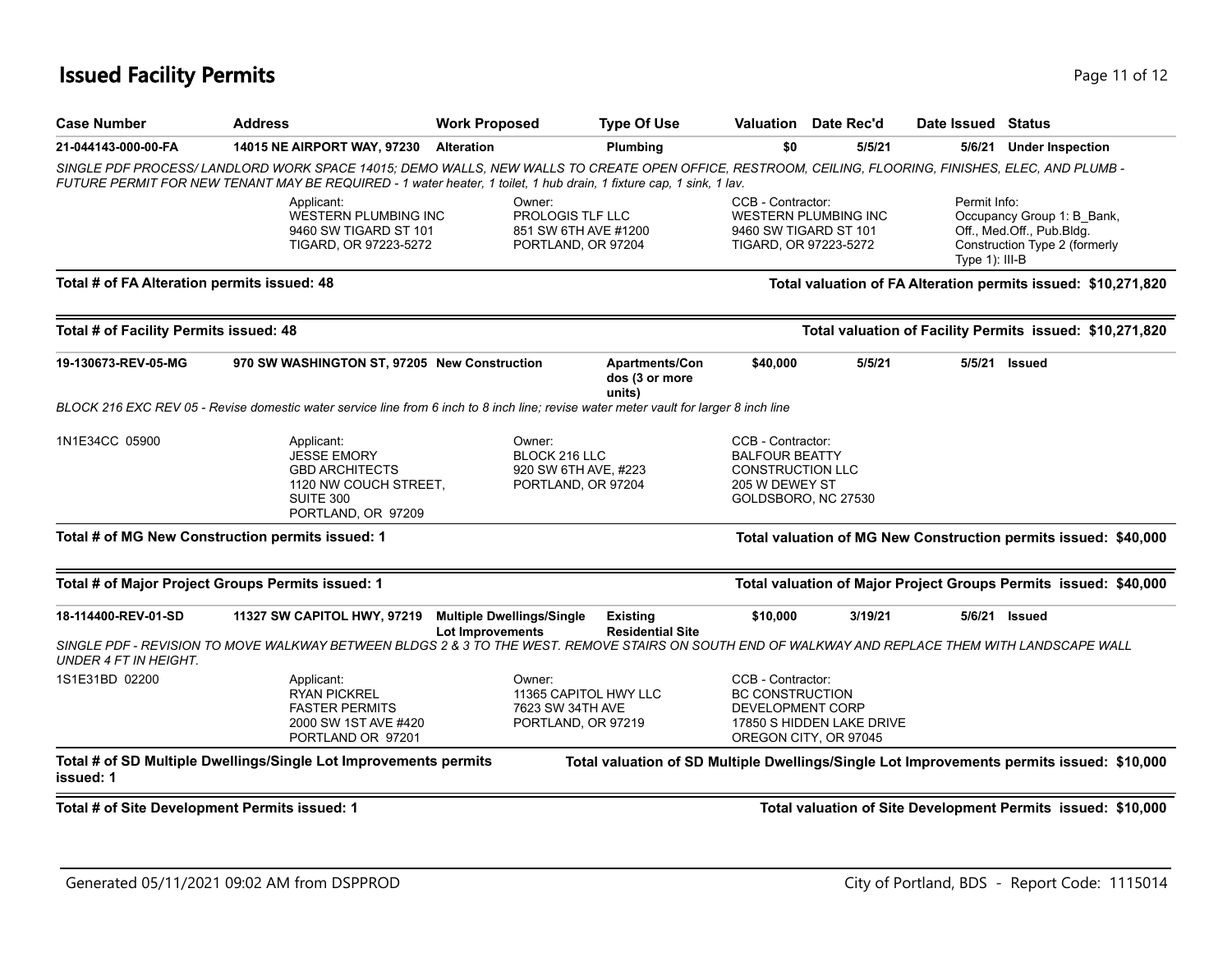# Issued Facility Permits

| Case Number | Address | Work Proposed | Type Of Use | Valuation | Date Rec'd | Date Issued | Status |
|---|---|---|---|---|---|---|---|
| 21-044143-000-00-FA | 14015 NE AIRPORT WAY, 97230 | Alteration | Plumbing | $0 | 5/5/21 | 5/6/21 | Under Inspection |

*SINGLE PDF PROCESS/ LANDLORD WORK SPACE 14015; DEMO WALLS, NEW WALLS TO CREATE OPEN OFFICE, RESTROOM, CEILING, FLOORING, FINISHES, ELEC, AND PLUMB - FUTURE PERMIT FOR NEW TENANT MAY BE REQUIRED - 1 water heater, 1 toilet, 1 hub drain, 1 fixture cap, 1 sink, 1 lav.*

Applicant:
WESTERN PLUMBING INC
9460 SW TIGARD ST 101
TIGARD, OR 97223-5272

Owner:
PROLOGIS TLF LLC
851 SW 6TH AVE #1200
PORTLAND, OR 97204

CCB - Contractor:
WESTERN PLUMBING INC
9460 SW TIGARD ST 101
TIGARD, OR 97223-5272

Permit Info:
Occupancy Group 1: B_Bank, Off., Med.Off., Pub.Bldg.
Construction Type 2 (formerly Type 1): III-B

**Total # of FA Alteration permits issued: 48** — **Total valuation of FA Alteration permits issued: $10,271,820**

**Total # of Facility Permits issued: 48** — **Total valuation of Facility Permits issued: $10,271,820**

| Case Number | Address | Work Proposed | Type Of Use | Valuation | Date Rec'd | Date Issued | Status |
|---|---|---|---|---|---|---|---|
| 19-130673-REV-05-MG | 970 SW WASHINGTON ST, 97205 | New Construction | Apartments/Condos (3 or more units) | $40,000 | 5/5/21 | 5/5/21 | Issued |

*BLOCK 216 EXC REV 05 - Revise domestic water service line from 6 inch to 8 inch line; revise water meter vault for larger 8 inch line*

1N1E34CC 05900

Applicant:
JESSE EMORY
GBD ARCHITECTS
1120 NW COUCH STREET, SUITE 300
PORTLAND, OR 97209

Owner:
BLOCK 216 LLC
920 SW 6TH AVE, #223
PORTLAND, OR 97204

CCB - Contractor:
BALFOUR BEATTY CONSTRUCTION LLC
205 W DEWEY ST
GOLDSBORO, NC 27530

**Total # of MG New Construction permits issued: 1** — **Total valuation of MG New Construction permits issued: $40,000**

**Total # of Major Project Groups Permits issued: 1** — **Total valuation of Major Project Groups Permits issued: $40,000**

| Case Number | Address | Work Proposed | Type Of Use | Valuation | Date Rec'd | Date Issued | Status |
|---|---|---|---|---|---|---|---|
| 18-114400-REV-01-SD | 11327 SW CAPITOL HWY, 97219 | Multiple Dwellings/Single Lot Improvements | Existing Residential Site | $10,000 | 3/19/21 | 5/6/21 | Issued |

*SINGLE PDF - REVISION TO MOVE WALKWAY BETWEEN BLDGS 2 & 3 TO THE WEST. REMOVE STAIRS ON SOUTH END OF WALKWAY AND REPLACE THEM WITH LANDSCAPE WALL UNDER 4 FT IN HEIGHT.*

1S1E31BD 02200

Applicant:
RYAN PICKREL
FASTER PERMITS
2000 SW 1ST AVE #420
PORTLAND OR 97201

Owner:
11365 CAPITOL HWY LLC
7623 SW 34TH AVE
PORTLAND, OR 97219

CCB - Contractor:
BC CONSTRUCTION DEVELOPMENT CORP
17850 S HIDDEN LAKE DRIVE
OREGON CITY, OR 97045

**Total # of SD Multiple Dwellings/Single Lot Improvements permits issued: 1** — **Total valuation of SD Multiple Dwellings/Single Lot Improvements permits issued: $10,000**

**Total # of Site Development Permits issued: 1** — **Total valuation of Site Development Permits issued: $10,000**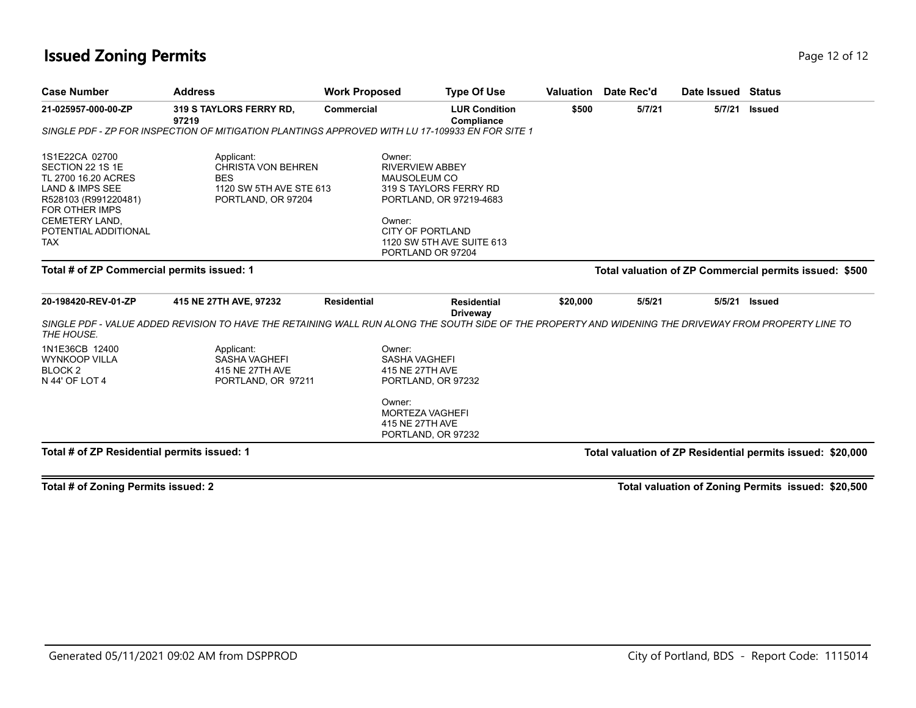# Issued Zoning Permits

| Case Number | Address | Work Proposed | Type Of Use | Valuation | Date Rec'd | Date Issued | Status |
|---|---|---|---|---|---|---|---|
| **21-025957-000-00-ZP** | **319 S TAYLORS FERRY RD, 97219** | **Commercial** | **LUR Condition Compliance** | **$500** | **5/7/21** | **5/7/21** | **Issued** |

*SINGLE PDF - ZP FOR INSPECTION OF MITIGATION PLANTINGS APPROVED WITH LU 17-109933 EN FOR SITE 1*

1S1E22CA 02700
SECTION 22 1S 1E
TL 2700 16.20 ACRES
LAND & IMPS SEE
R528103 (R991220481)
FOR OTHER IMPS
CEMETERY LAND,
POTENTIAL ADDITIONAL
TAX

Applicant:
CHRISTA VON BEHREN
BES
1120 SW 5TH AVE STE 613
PORTLAND, OR 97204

Owner:
RIVERVIEW ABBEY
MAUSOLEUM CO
319 S TAYLORS FERRY RD
PORTLAND, OR 97219-4683

Owner:
CITY OF PORTLAND
1120 SW 5TH AVE SUITE 613
PORTLAND OR 97204

**Total # of ZP Commercial permits issued: 1**

**Total valuation of ZP Commercial permits issued: $500**

| Case Number | Address | Work Proposed | Type Of Use | Valuation | Date Rec'd | Date Issued | Status |
|---|---|---|---|---|---|---|---|
| **20-198420-REV-01-ZP** | **415 NE 27TH AVE, 97232** | **Residential** | **Residential Driveway** | **$20,000** | **5/5/21** | **5/5/21** | **Issued** |

*SINGLE PDF - VALUE ADDED REVISION TO HAVE THE RETAINING WALL RUN ALONG THE SOUTH SIDE OF THE PROPERTY AND WIDENING THE DRIVEWAY FROM PROPERTY LINE TO THE HOUSE.*

1N1E36CB 12400
WYNKOOP VILLA
BLOCK 2
N 44' OF LOT 4

Applicant:
SASHA VAGHEFI
415 NE 27TH AVE
PORTLAND, OR 97211

Owner:
SASHA VAGHEFI
415 NE 27TH AVE
PORTLAND, OR 97232

Owner:
MORTEZA VAGHEFI
415 NE 27TH AVE
PORTLAND, OR 97232

**Total # of ZP Residential permits issued: 1**

**Total valuation of ZP Residential permits issued: $20,000**

**Total # of Zoning Permits issued: 2**

**Total valuation of Zoning Permits issued: $20,500**